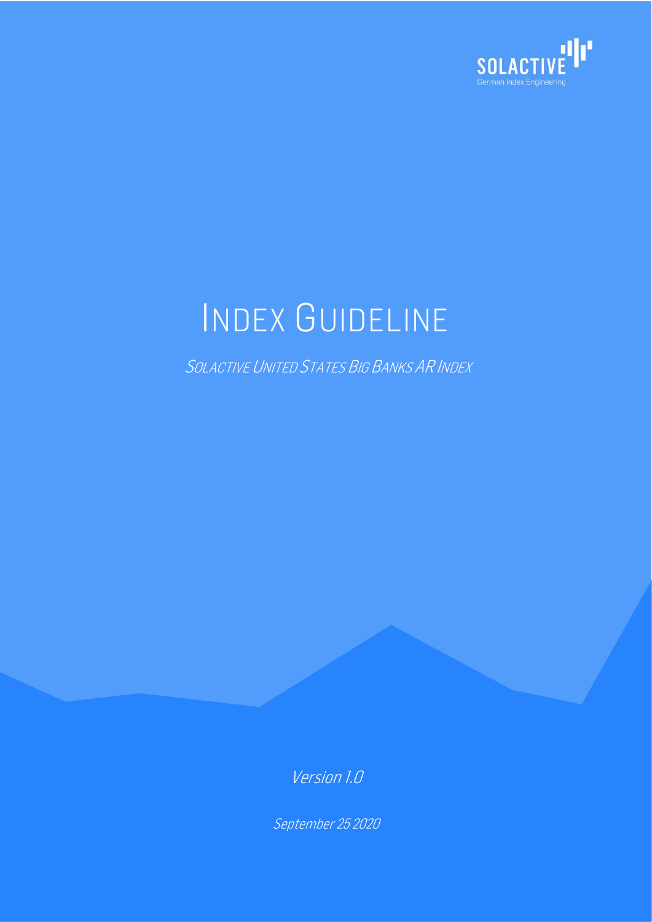SOLACTIVE
German Index Engineering

# INDEX GUIDELINE

SOLACTIVE UNITED STATES BIG BANKS AR INDEX

*Version 1.0*

*September 25 2020*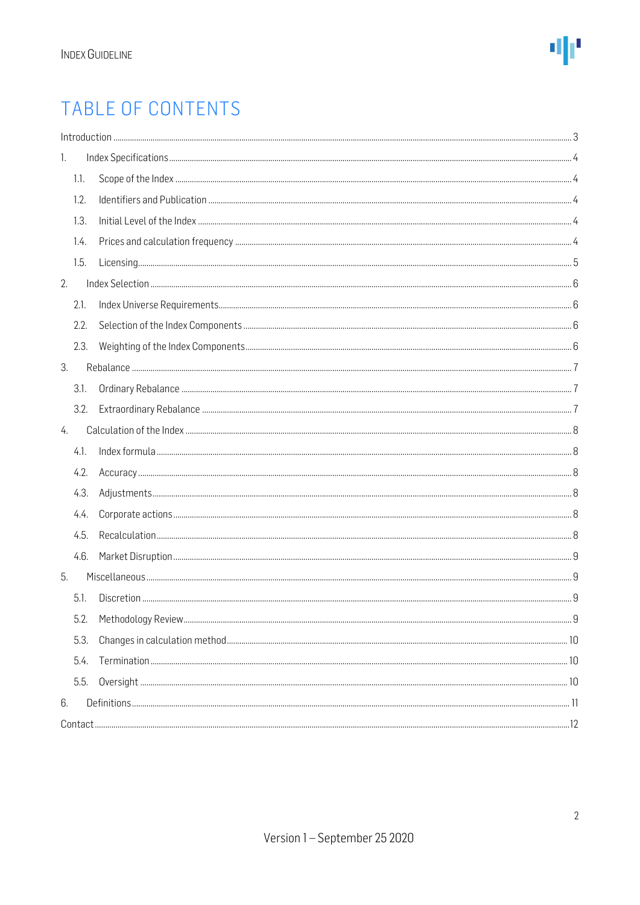# TABLE OF CONTENTS

Introduction ..... 3

1. Index Specifications ..... 4
   - 1.1. Scope of the Index ..... 4
   - 1.2. Identifiers and Publication ..... 4
   - 1.3. Initial Level of the Index ..... 4
   - 1.4. Prices and calculation frequency ..... 4
   - 1.5. Licensing ..... 5
2. Index Selection ..... 6
   - 2.1. Index Universe Requirements ..... 6
   - 2.2. Selection of the Index Components ..... 6
   - 2.3. Weighting of the Index Components ..... 6
3. Rebalance ..... 7
   - 3.1. Ordinary Rebalance ..... 7
   - 3.2. Extraordinary Rebalance ..... 7
4. Calculation of the Index ..... 8
   - 4.1. Index formula ..... 8
   - 4.2. Accuracy ..... 8
   - 4.3. Adjustments ..... 8
   - 4.4. Corporate actions ..... 8
   - 4.5. Recalculation ..... 8
   - 4.6. Market Disruption ..... 9
5. Miscellaneous ..... 9
   - 5.1. Discretion ..... 9
   - 5.2. Methodology Review ..... 9
   - 5.3. Changes in calculation method ..... 10
   - 5.4. Termination ..... 10
   - 5.5. Oversight ..... 10
6. Definitions ..... 11

Contact ..... 12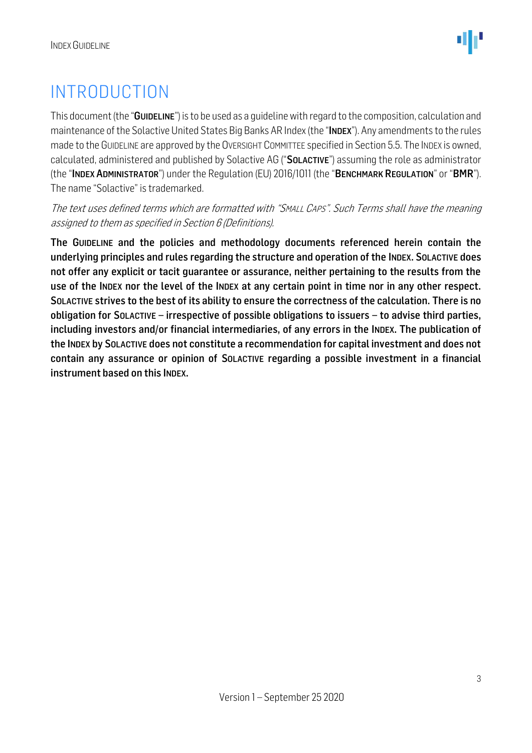# INTRODUCTION

This document (the "**GUIDELINE**") is to be used as a guideline with regard to the composition, calculation and maintenance of the Solactive United States Big Banks AR Index (the "**INDEX**"). Any amendments to the rules made to the GUIDELINE are approved by the OVERSIGHT COMMITTEE specified in Section 5.5. The INDEX is owned, calculated, administered and published by Solactive AG ("**SOLACTIVE**") assuming the role as administrator (the "**INDEX ADMINISTRATOR**") under the Regulation (EU) 2016/1011 (the "**BENCHMARK REGULATION**" or "**BMR**"). The name "Solactive" is trademarked.

*The text uses defined terms which are formatted with "SMALL CAPS". Such Terms shall have the meaning assigned to them as specified in Section 6 (Definitions).*

**The GUIDELINE and the policies and methodology documents referenced herein contain the underlying principles and rules regarding the structure and operation of the INDEX. SOLACTIVE does not offer any explicit or tacit guarantee or assurance, neither pertaining to the results from the use of the INDEX nor the level of the INDEX at any certain point in time nor in any other respect. SOLACTIVE strives to the best of its ability to ensure the correctness of the calculation. There is no obligation for SOLACTIVE – irrespective of possible obligations to issuers – to advise third parties, including investors and/or financial intermediaries, of any errors in the INDEX. The publication of the INDEX by SOLACTIVE does not constitute a recommendation for capital investment and does not contain any assurance or opinion of SOLACTIVE regarding a possible investment in a financial instrument based on this INDEX.**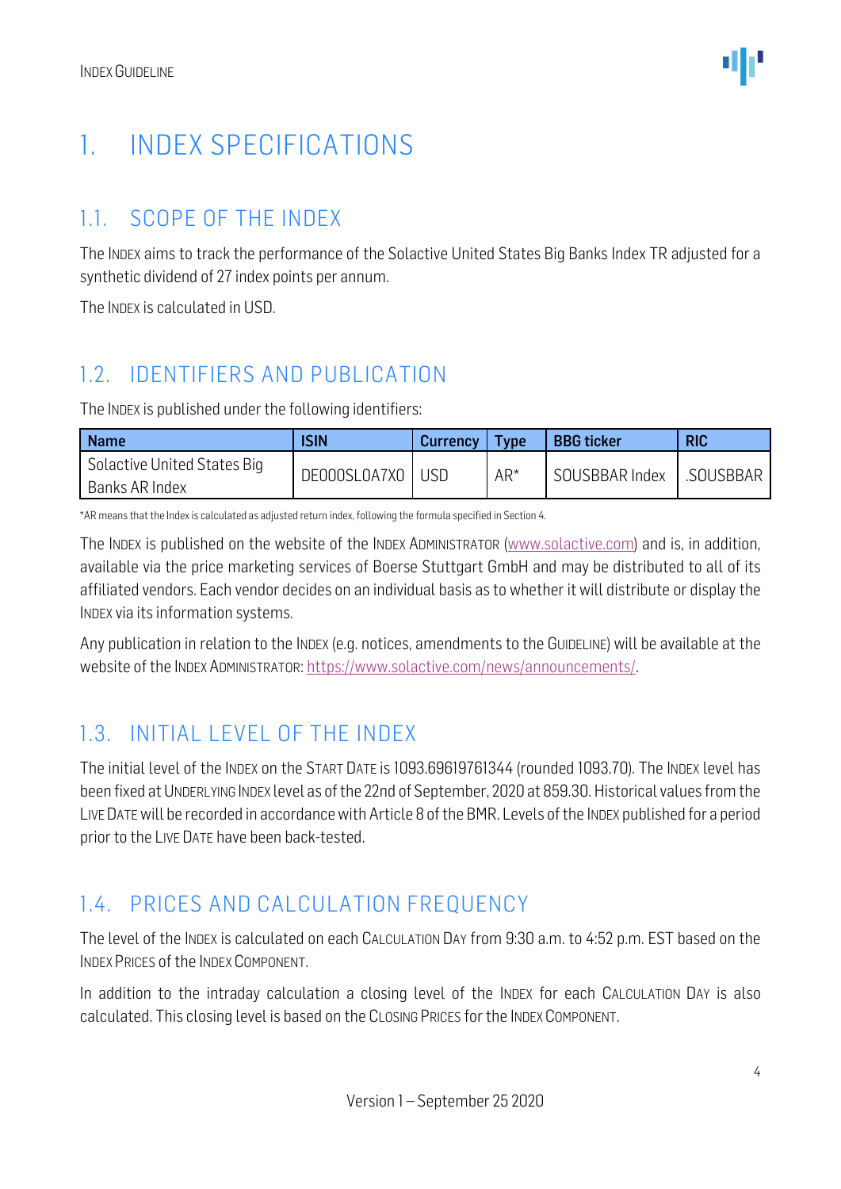# 1. INDEX SPECIFICATIONS

## 1.1. SCOPE OF THE INDEX

The INDEX aims to track the performance of the Solactive United States Big Banks Index TR adjusted for a synthetic dividend of 27 index points per annum.

The INDEX is calculated in USD.

## 1.2. IDENTIFIERS AND PUBLICATION

The INDEX is published under the following identifiers:

| Name | ISIN | Currency | Type | BBG ticker | RIC |
|---|---|---|---|---|---|
| Solactive United States Big Banks AR Index | DE000SL0A7X0 | USD | AR* | SOUSBBAR Index | .SOUSBBAR |

*AR means that the Index is calculated as adjusted return index, following the formula specified in Section 4.

The INDEX is published on the website of the INDEX ADMINISTRATOR (www.solactive.com) and is, in addition, available via the price marketing services of Boerse Stuttgart GmbH and may be distributed to all of its affiliated vendors. Each vendor decides on an individual basis as to whether it will distribute or display the INDEX via its information systems.

Any publication in relation to the INDEX (e.g. notices, amendments to the GUIDELINE) will be available at the website of the INDEX ADMINISTRATOR: https://www.solactive.com/news/announcements/.

## 1.3. INITIAL LEVEL OF THE INDEX

The initial level of the INDEX on the START DATE is 1093.69619761344 (rounded 1093.70). The INDEX level has been fixed at UNDERLYING INDEX level as of the 22nd of September, 2020 at 859.30. Historical values from the LIVE DATE will be recorded in accordance with Article 8 of the BMR. Levels of the INDEX published for a period prior to the LIVE DATE have been back-tested.

## 1.4. PRICES AND CALCULATION FREQUENCY

The level of the INDEX is calculated on each CALCULATION DAY from 9:30 a.m. to 4:52 p.m. EST based on the INDEX PRICES of the INDEX COMPONENT.

In addition to the intraday calculation a closing level of the INDEX for each CALCULATION DAY is also calculated. This closing level is based on the CLOSING PRICES for the INDEX COMPONENT.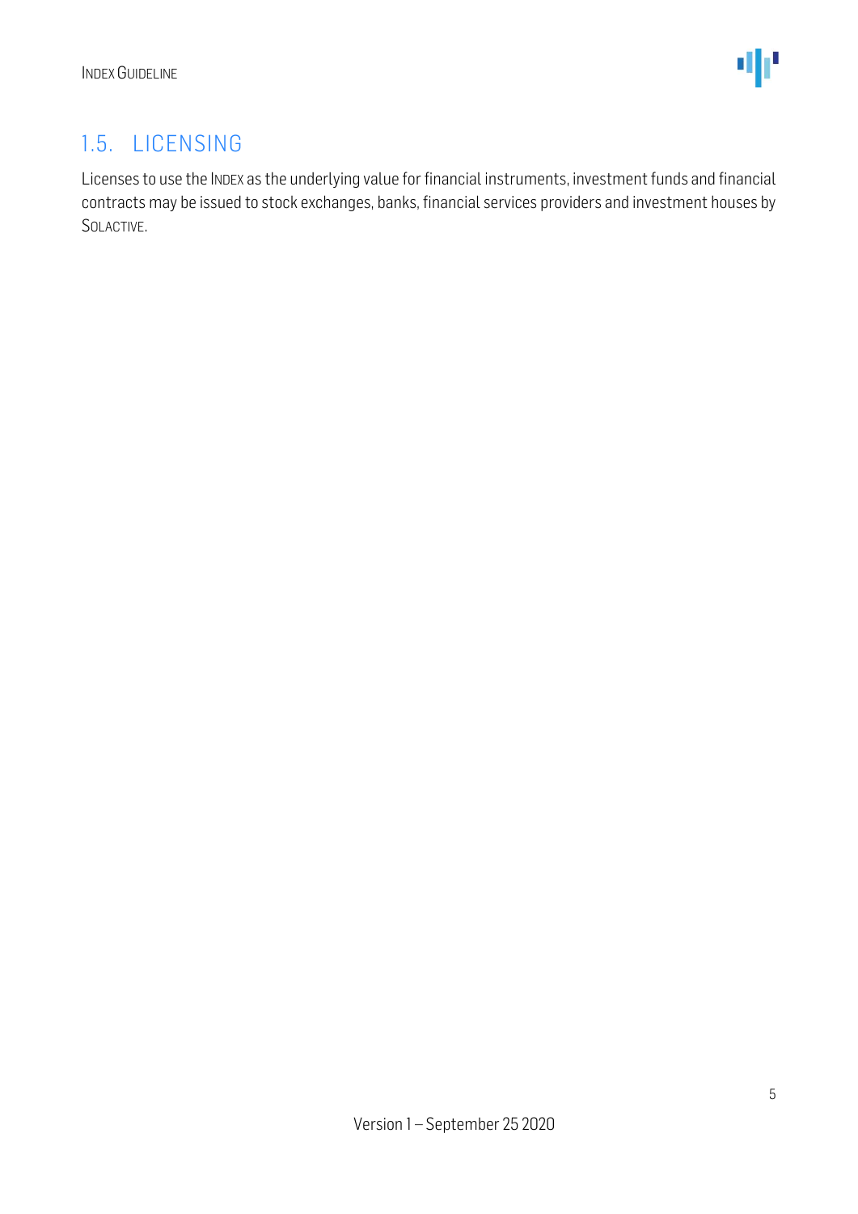## 1.5. LICENSING

Licenses to use the INDEX as the underlying value for financial instruments, investment funds and financial contracts may be issued to stock exchanges, banks, financial services providers and investment houses by SOLACTIVE.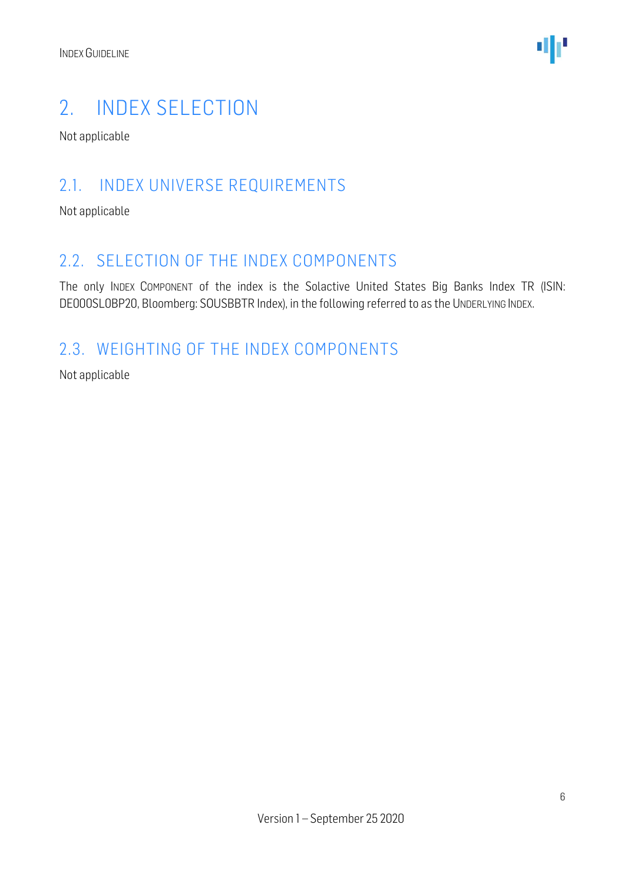# 2. INDEX SELECTION

Not applicable

## 2.1. INDEX UNIVERSE REQUIREMENTS

Not applicable

## 2.2. SELECTION OF THE INDEX COMPONENTS

The only INDEX COMPONENT of the index is the Solactive United States Big Banks Index TR (ISIN: DE000SL0BP20, Bloomberg: SOUSBBTR Index), in the following referred to as the UNDERLYING INDEX.

## 2.3. WEIGHTING OF THE INDEX COMPONENTS

Not applicable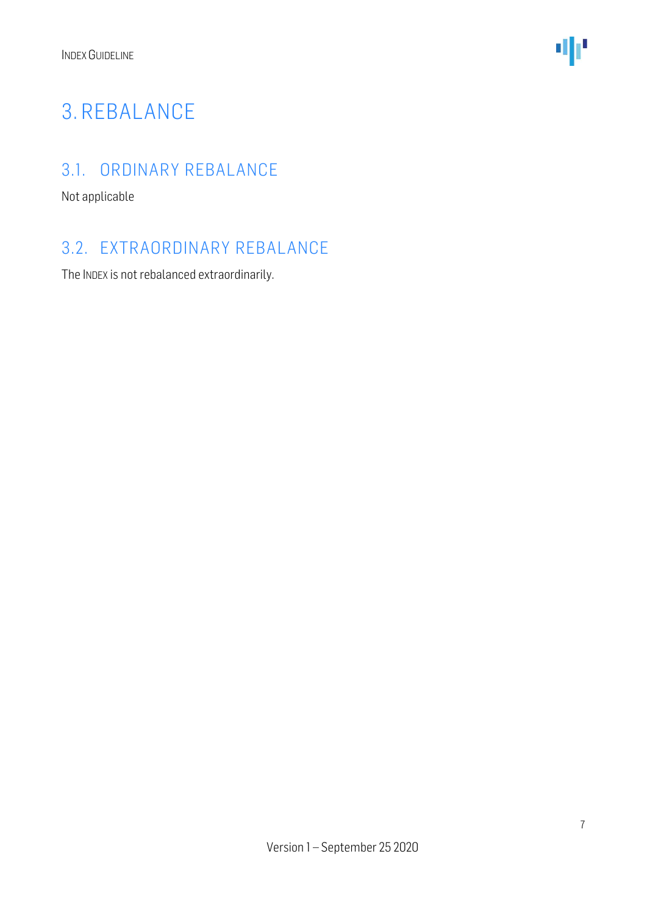# 3. REBALANCE

## 3.1. ORDINARY REBALANCE

Not applicable

## 3.2. EXTRAORDINARY REBALANCE

The INDEX is not rebalanced extraordinarily.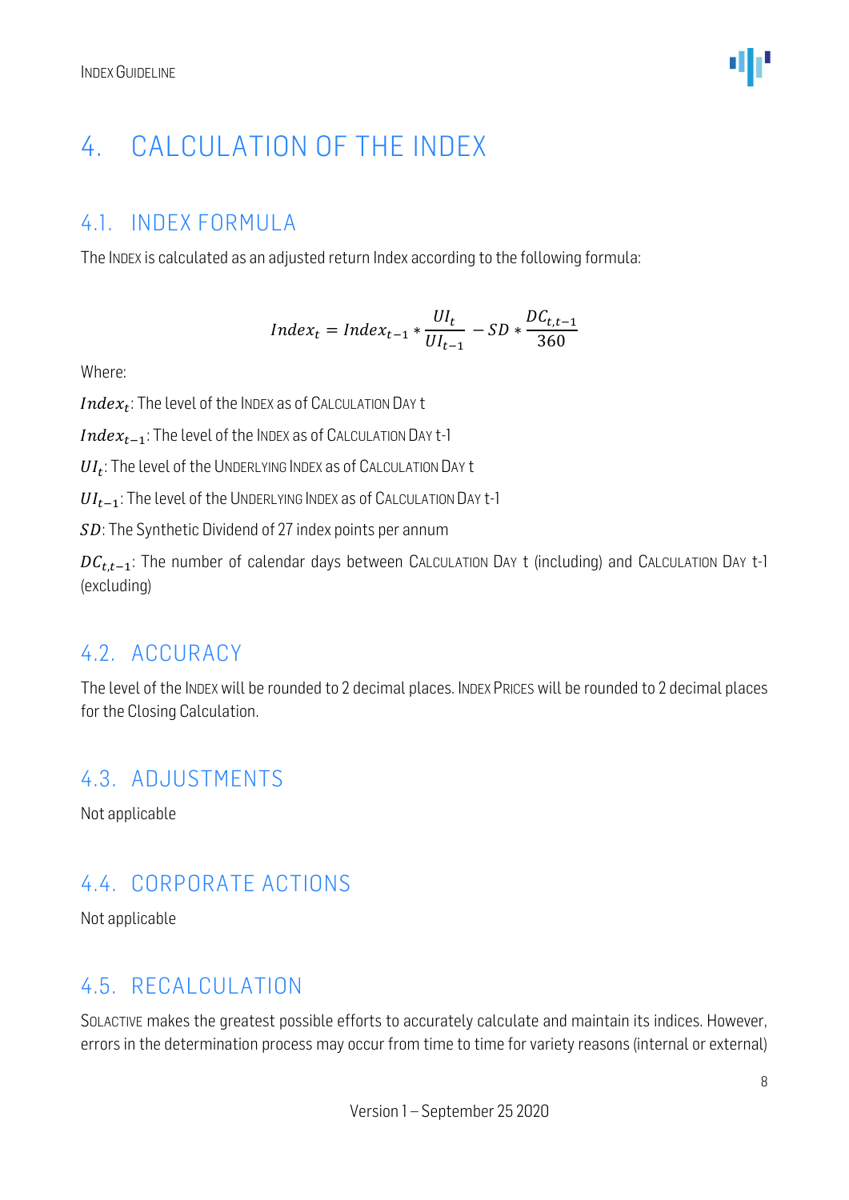# 4. CALCULATION OF THE INDEX

## 4.1. INDEX FORMULA

The INDEX is calculated as an adjusted return Index according to the following formula:

$$Index_t = Index_{t-1} * \frac{UI_t}{UI_{t-1}} - SD * \frac{DC_{t,t-1}}{360}$$

Where:

$Index_t$: The level of the INDEX as of CALCULATION DAY t

$Index_{t-1}$: The level of the INDEX as of CALCULATION DAY t-1

$UI_t$: The level of the UNDERLYING INDEX as of CALCULATION DAY t

$UI_{t-1}$: The level of the UNDERLYING INDEX as of CALCULATION DAY t-1

$SD$: The Synthetic Dividend of 27 index points per annum

$DC_{t,t-1}$: The number of calendar days between CALCULATION DAY t (including) and CALCULATION DAY t-1 (excluding)

## 4.2. ACCURACY

The level of the INDEX will be rounded to 2 decimal places. INDEX PRICES will be rounded to 2 decimal places for the Closing Calculation.

## 4.3. ADJUSTMENTS

Not applicable

## 4.4. CORPORATE ACTIONS

Not applicable

## 4.5. RECALCULATION

SOLACTIVE makes the greatest possible efforts to accurately calculate and maintain its indices. However, errors in the determination process may occur from time to time for variety reasons (internal or external)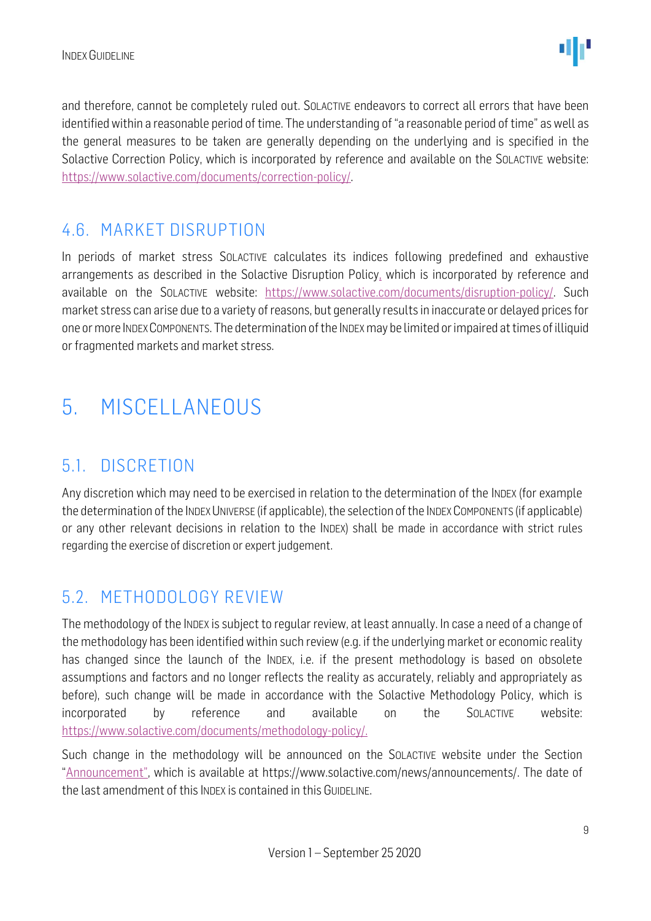and therefore, cannot be completely ruled out. SOLACTIVE endeavors to correct all errors that have been identified within a reasonable period of time. The understanding of "a reasonable period of time" as well as the general measures to be taken are generally depending on the underlying and is specified in the Solactive Correction Policy, which is incorporated by reference and available on the SOLACTIVE website: https://www.solactive.com/documents/correction-policy/.

## 4.6. MARKET DISRUPTION

In periods of market stress SOLACTIVE calculates its indices following predefined and exhaustive arrangements as described in the Solactive Disruption Policy, which is incorporated by reference and available on the SOLACTIVE website: https://www.solactive.com/documents/disruption-policy/. Such market stress can arise due to a variety of reasons, but generally results in inaccurate or delayed prices for one or more INDEX COMPONENTS. The determination of the INDEX may be limited or impaired at times of illiquid or fragmented markets and market stress.

# 5. MISCELLANEOUS

## 5.1. DISCRETION

Any discretion which may need to be exercised in relation to the determination of the INDEX (for example the determination of the INDEX UNIVERSE (if applicable), the selection of the INDEX COMPONENTS (if applicable) or any other relevant decisions in relation to the INDEX) shall be made in accordance with strict rules regarding the exercise of discretion or expert judgement.

## 5.2. METHODOLOGY REVIEW

The methodology of the INDEX is subject to regular review, at least annually. In case a need of a change of the methodology has been identified within such review (e.g. if the underlying market or economic reality has changed since the launch of the INDEX, i.e. if the present methodology is based on obsolete assumptions and factors and no longer reflects the reality as accurately, reliably and appropriately as before), such change will be made in accordance with the Solactive Methodology Policy, which is incorporated by reference and available on the SOLACTIVE website: https://www.solactive.com/documents/methodology-policy/.

Such change in the methodology will be announced on the SOLACTIVE website under the Section "Announcement", which is available at https://www.solactive.com/news/announcements/. The date of the last amendment of this INDEX is contained in this GUIDELINE.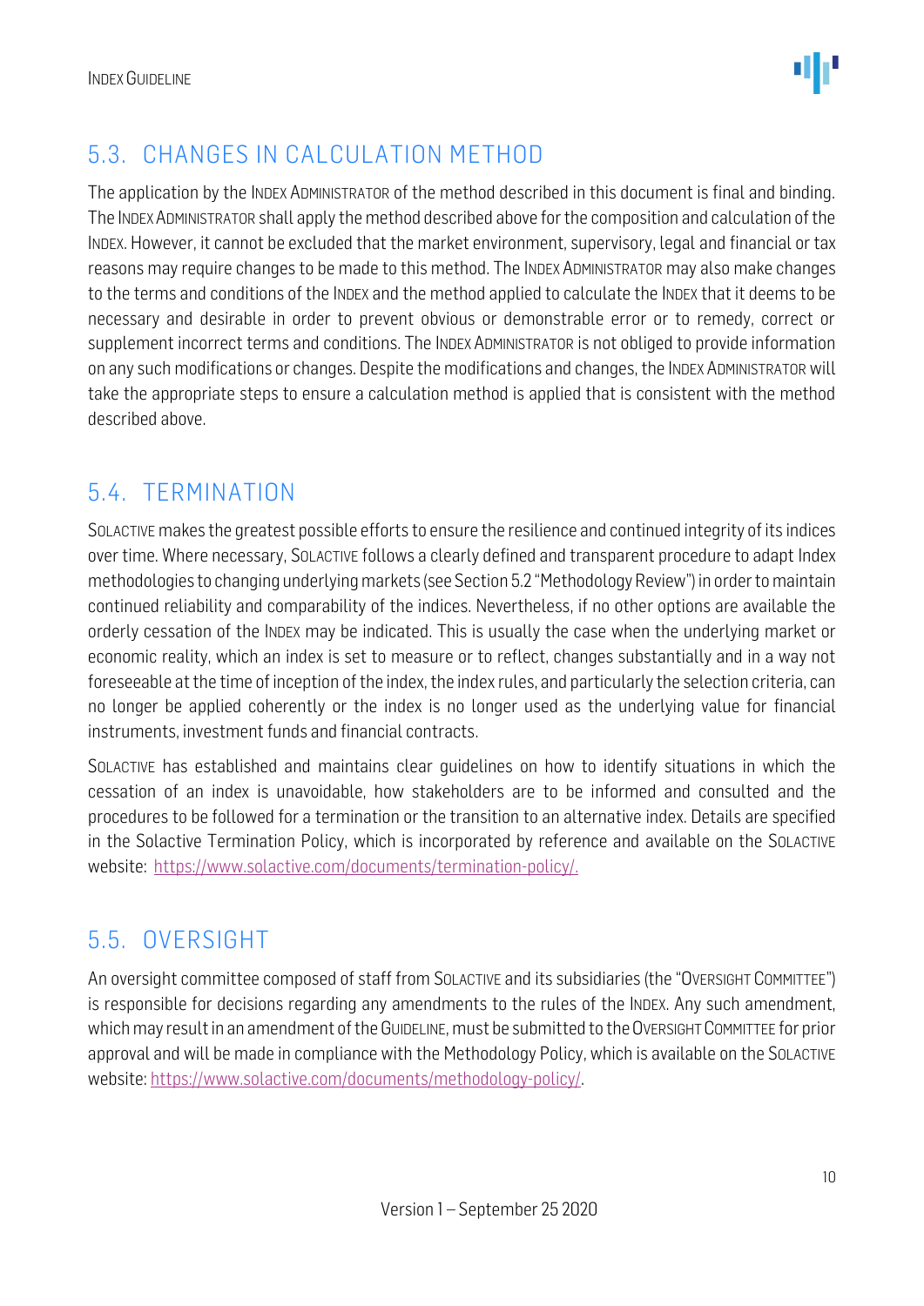## 5.3. CHANGES IN CALCULATION METHOD

The application by the INDEX ADMINISTRATOR of the method described in this document is final and binding. The INDEX ADMINISTRATOR shall apply the method described above for the composition and calculation of the INDEX. However, it cannot be excluded that the market environment, supervisory, legal and financial or tax reasons may require changes to be made to this method. The INDEX ADMINISTRATOR may also make changes to the terms and conditions of the INDEX and the method applied to calculate the INDEX that it deems to be necessary and desirable in order to prevent obvious or demonstrable error or to remedy, correct or supplement incorrect terms and conditions. The INDEX ADMINISTRATOR is not obliged to provide information on any such modifications or changes. Despite the modifications and changes, the INDEX ADMINISTRATOR will take the appropriate steps to ensure a calculation method is applied that is consistent with the method described above.

## 5.4. TERMINATION

SOLACTIVE makes the greatest possible efforts to ensure the resilience and continued integrity of its indices over time. Where necessary, SOLACTIVE follows a clearly defined and transparent procedure to adapt Index methodologies to changing underlying markets (see Section 5.2 "Methodology Review") in order to maintain continued reliability and comparability of the indices. Nevertheless, if no other options are available the orderly cessation of the INDEX may be indicated. This is usually the case when the underlying market or economic reality, which an index is set to measure or to reflect, changes substantially and in a way not foreseeable at the time of inception of the index, the index rules, and particularly the selection criteria, can no longer be applied coherently or the index is no longer used as the underlying value for financial instruments, investment funds and financial contracts.

SOLACTIVE has established and maintains clear guidelines on how to identify situations in which the cessation of an index is unavoidable, how stakeholders are to be informed and consulted and the procedures to be followed for a termination or the transition to an alternative index. Details are specified in the Solactive Termination Policy, which is incorporated by reference and available on the SOLACTIVE website: https://www.solactive.com/documents/termination-policy/.

## 5.5. OVERSIGHT

An oversight committee composed of staff from SOLACTIVE and its subsidiaries (the "OVERSIGHT COMMITTEE") is responsible for decisions regarding any amendments to the rules of the INDEX. Any such amendment, which may result in an amendment of the GUIDELINE, must be submitted to the OVERSIGHT COMMITTEE for prior approval and will be made in compliance with the Methodology Policy, which is available on the SOLACTIVE website: https://www.solactive.com/documents/methodology-policy/.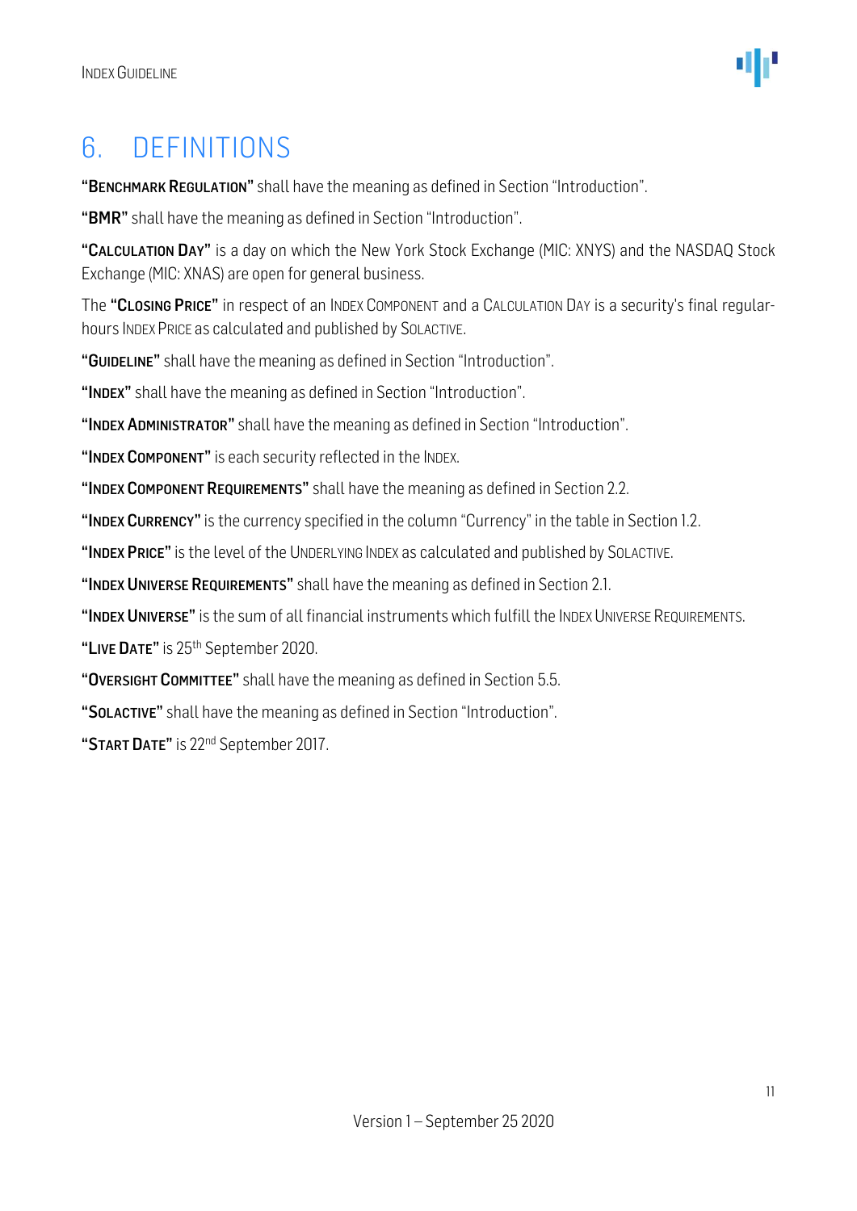# 6. DEFINITIONS

**"BENCHMARK REGULATION"** shall have the meaning as defined in Section "Introduction".

**"BMR"** shall have the meaning as defined in Section "Introduction".

**"CALCULATION DAY"** is a day on which the New York Stock Exchange (MIC: XNYS) and the NASDAQ Stock Exchange (MIC: XNAS) are open for general business.

The **"CLOSING PRICE"** in respect of an INDEX COMPONENT and a CALCULATION DAY is a security's final regular-hours INDEX PRICE as calculated and published by SOLACTIVE.

**"GUIDELINE"** shall have the meaning as defined in Section "Introduction".

**"INDEX"** shall have the meaning as defined in Section "Introduction".

**"INDEX ADMINISTRATOR"** shall have the meaning as defined in Section "Introduction".

**"INDEX COMPONENT"** is each security reflected in the INDEX.

**"INDEX COMPONENT REQUIREMENTS"** shall have the meaning as defined in Section 2.2.

**"INDEX CURRENCY"** is the currency specified in the column "Currency" in the table in Section 1.2.

**"INDEX PRICE"** is the level of the UNDERLYING INDEX as calculated and published by SOLACTIVE.

**"INDEX UNIVERSE REQUIREMENTS"** shall have the meaning as defined in Section 2.1.

**"INDEX UNIVERSE"** is the sum of all financial instruments which fulfill the INDEX UNIVERSE REQUIREMENTS.

**"LIVE DATE"** is 25th September 2020.

**"OVERSIGHT COMMITTEE"** shall have the meaning as defined in Section 5.5.

**"SOLACTIVE"** shall have the meaning as defined in Section "Introduction".

**"START DATE"** is 22nd September 2017.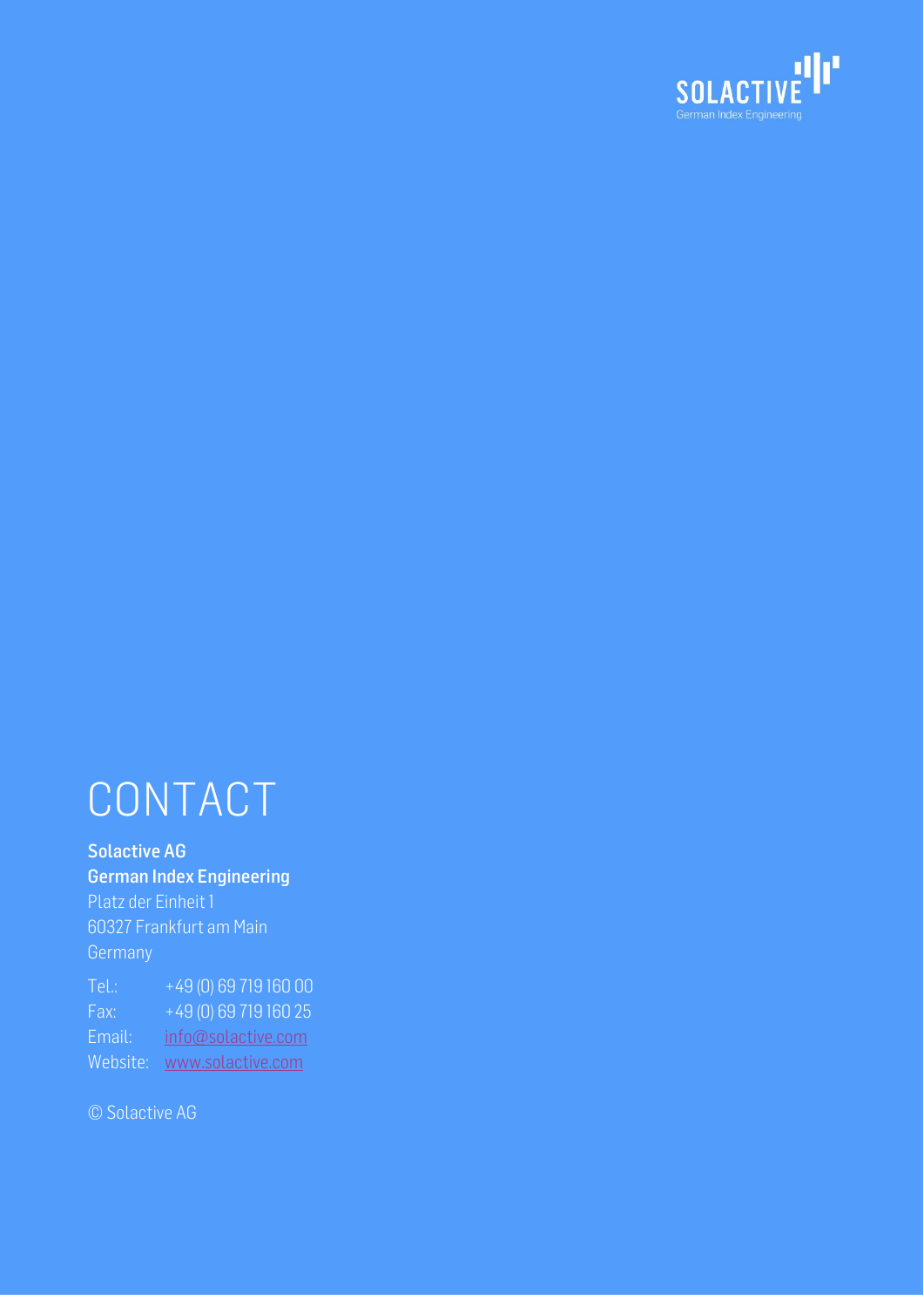# CONTACT

**Solactive AG**
**German Index Engineering**
Platz der Einheit 1
60327 Frankfurt am Main
Germany

Tel.: +49 (0) 69 719 160 00
Fax: +49 (0) 69 719 160 25
Email: info@solactive.com
Website: www.solactive.com

© Solactive AG